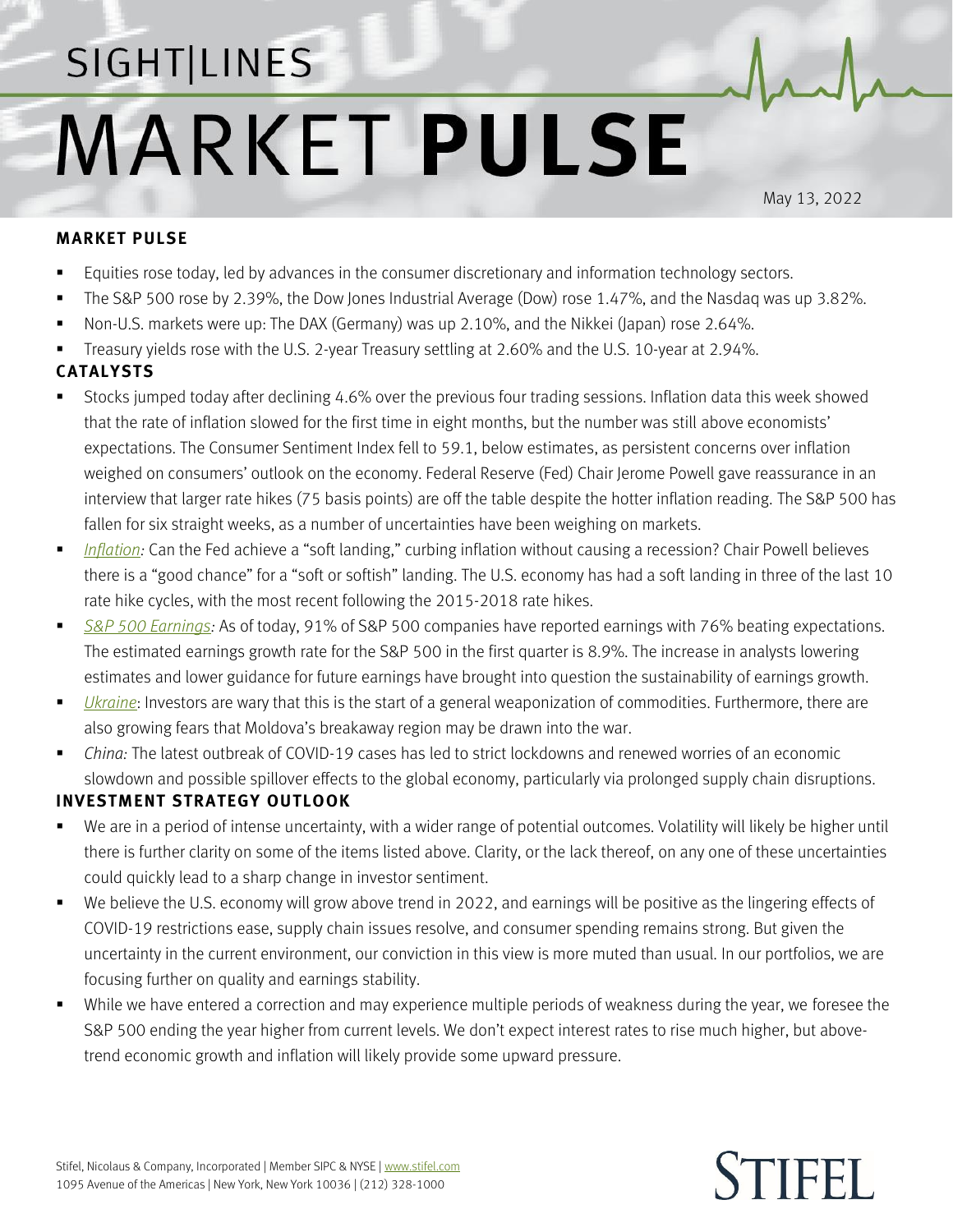# SIGHT|LINES MARKET **PULSE**

May 13, 2022

## MARKET PULSE

- Equities rose today, led by advances in the consumer discretionary and information technology sectors.
- The S&P 500 rose by 2.39%, the Dow Jones Industrial Average (Dow) rose 1.47%, and the Nasdaq was up 3.82%.
- Non-U.S. markets were up: The DAX (Germany) was up 2.10%, and the Nikkei (Japan) rose 2.64%.
- Treasury yields rose with the U.S. 2-year Treasury settling at 2.60% and the U.S. 10-year at 2.94%.

## CATALYSTS

- Stocks jumped today after declining 4.6% over the previous four trading sessions. Inflation data this week showed that the rate of inflation slowed for the first time in eight months, but the number was still above economists' expectations. The Consumer Sentiment Index fell to 59.1, below estimates, as persistent concerns over inflation weighed on consumers' outlook on the economy. Federal Reserve (Fed) Chair Jerome Powell gave reassurance in an interview that larger rate hikes (75 basis points) are off the table despite the hotter inflation reading. The S&P 500 has fallen for six straight weeks, as a number of uncertainties have been weighing on markets.
- *Inflation:* Can the Fed achieve a "soft landing," curbing inflation without causing a recession? Chair Powell believes there is a "good chance" for a "soft or softish" landing. The U.S. economy has had a soft landing in three of the last 10 rate hike cycles, with the most recent following the 2015-2018 rate hikes.
- *S&P 500 Earnings:* As of today, 91% of S&P 500 companies have reported earnings with 76% beating expectations. The estimated earnings growth rate for the S&P 500 in the first quarter is 8.9%. The increase in analysts lowering estimates and lower guidance for future earnings have brought into question the sustainability of earnings growth.
- *Ukraine*: Investors are wary that this is the start of a general weaponization of commodities. Furthermore, there are also growing fears that Moldova's breakaway region may be drawn into the war.
- *China:* The latest outbreak of COVID-19 cases has led to strict lockdowns and renewed worries of an economic slowdown and possible spillover effects to the global economy, particularly via prolonged supply chain disruptions.

## INVESTMENT STRATEGY OUTLOOK

- We are in a period of intense uncertainty, with a wider range of potential outcomes. Volatility will likely be higher until there is further clarity on some of the items listed above. Clarity, or the lack thereof, on any one of these uncertainties could quickly lead to a sharp change in investor sentiment.
- We believe the U.S. economy will grow above trend in 2022, and earnings will be positive as the lingering effects of COVID-19 restrictions ease, supply chain issues resolve, and consumer spending remains strong. But given the uncertainty in the current environment, our conviction in this view is more muted than usual. In our portfolios, we are focusing further on quality and earnings stability.
- While we have entered a correction and may experience multiple periods of weakness during the year, we foresee the S&P 500 ending the year higher from current levels. We don't expect interest rates to rise much higher, but above-trend economic growth and inflation will likely provide some upward pressure.

Stifel, Nicolaus & Company, Incorporated | Member SIPC & NYSE | www.stifel.com
1095 Avenue of the Americas | New York, New York 10036 | (212) 328-1000

STIFEL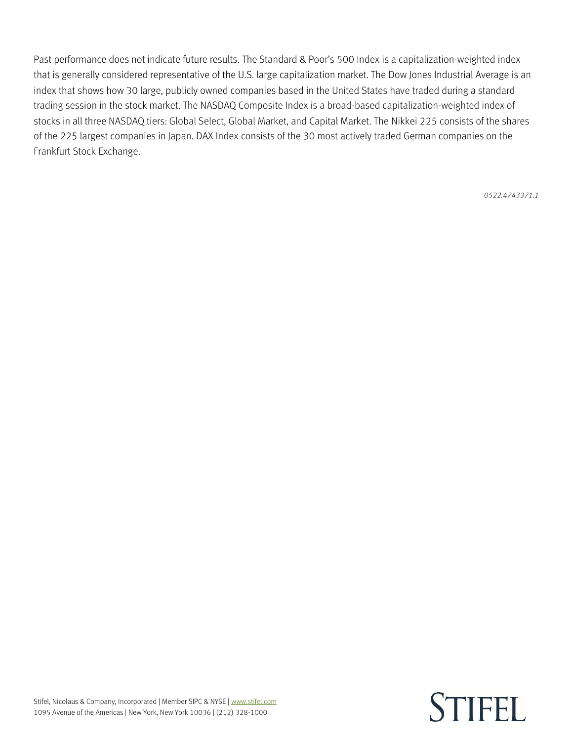Past performance does not indicate future results. The Standard & Poor's 500 Index is a capitalization-weighted index that is generally considered representative of the U.S. large capitalization market. The Dow Jones Industrial Average is an index that shows how 30 large, publicly owned companies based in the United States have traded during a standard trading session in the stock market. The NASDAQ Composite Index is a broad-based capitalization-weighted index of stocks in all three NASDAQ tiers: Global Select, Global Market, and Capital Market. The Nikkei 225 consists of the shares of the 225 largest companies in Japan. DAX Index consists of the 30 most actively traded German companies on the Frankfurt Stock Exchange.

*0522.4743371.1*

Stifel, Nicolaus & Company, Incorporated | Member SIPC & NYSE | www.stifel.com
1095 Avenue of the Americas | New York, New York 10036 | (212) 328-1000

STIFEL